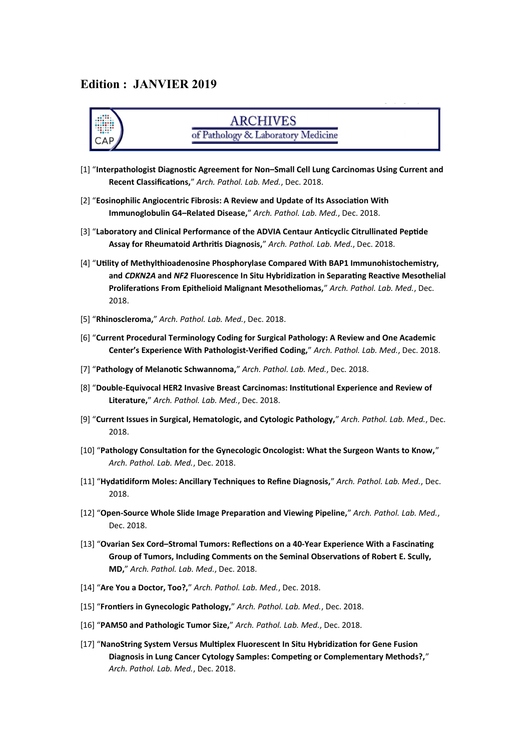## Edition : JANVIER 2019

ARCHIVES
of Pathology & Laboratory Medicine

[1] "**Interpathologist Diagnostic Agreement for Non–Small Cell Lung Carcinomas Using Current and Recent Classifications,**" *Arch. Pathol. Lab. Med.*, Dec. 2018.

[2] "**Eosinophilic Angiocentric Fibrosis: A Review and Update of Its Association With Immunoglobulin G4–Related Disease,**" *Arch. Pathol. Lab. Med.*, Dec. 2018.

[3] "**Laboratory and Clinical Performance of the ADVIA Centaur Anticyclic Citrullinated Peptide Assay for Rheumatoid Arthritis Diagnosis,**" *Arch. Pathol. Lab. Med.*, Dec. 2018.

[4] "**Utility of Methylthioadenosine Phosphorylase Compared With BAP1 Immunohistochemistry, and *CDKN2A* and *NF2* Fluorescence In Situ Hybridization in Separating Reactive Mesothelial Proliferations From Epithelioid Malignant Mesotheliomas,**" *Arch. Pathol. Lab. Med.*, Dec. 2018.

[5] "**Rhinoscleroma,**" *Arch. Pathol. Lab. Med.*, Dec. 2018.

[6] "**Current Procedural Terminology Coding for Surgical Pathology: A Review and One Academic Center's Experience With Pathologist-Verified Coding,**" *Arch. Pathol. Lab. Med.*, Dec. 2018.

[7] "**Pathology of Melanotic Schwannoma,**" *Arch. Pathol. Lab. Med.*, Dec. 2018.

[8] "**Double-Equivocal HER2 Invasive Breast Carcinomas: Institutional Experience and Review of Literature,**" *Arch. Pathol. Lab. Med.*, Dec. 2018.

[9] "**Current Issues in Surgical, Hematologic, and Cytologic Pathology,**" *Arch. Pathol. Lab. Med.*, Dec. 2018.

[10] "**Pathology Consultation for the Gynecologic Oncologist: What the Surgeon Wants to Know,**" *Arch. Pathol. Lab. Med.*, Dec. 2018.

[11] "**Hydatidiform Moles: Ancillary Techniques to Refine Diagnosis,**" *Arch. Pathol. Lab. Med.*, Dec. 2018.

[12] "**Open-Source Whole Slide Image Preparation and Viewing Pipeline,**" *Arch. Pathol. Lab. Med.*, Dec. 2018.

[13] "**Ovarian Sex Cord–Stromal Tumors: Reflections on a 40-Year Experience With a Fascinating Group of Tumors, Including Comments on the Seminal Observations of Robert E. Scully, MD,**" *Arch. Pathol. Lab. Med.*, Dec. 2018.

[14] "**Are You a Doctor, Too?,**" *Arch. Pathol. Lab. Med.*, Dec. 2018.

[15] "**Frontiers in Gynecologic Pathology,**" *Arch. Pathol. Lab. Med.*, Dec. 2018.

[16] "**PAM50 and Pathologic Tumor Size,**" *Arch. Pathol. Lab. Med.*, Dec. 2018.

[17] "**NanoString System Versus Multiplex Fluorescent In Situ Hybridization for Gene Fusion Diagnosis in Lung Cancer Cytology Samples: Competing or Complementary Methods?,**" *Arch. Pathol. Lab. Med.*, Dec. 2018.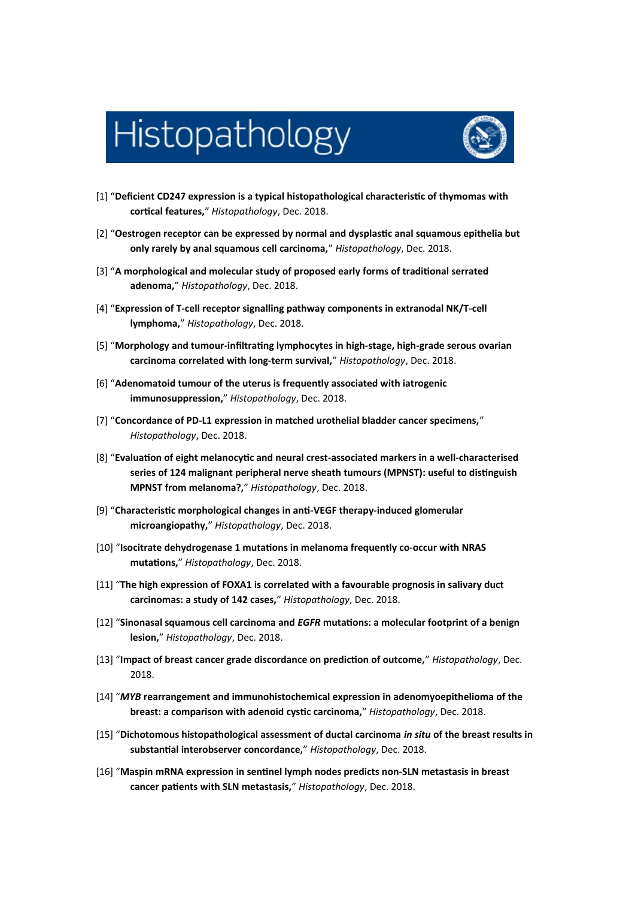# Histopathology

[1] "**Deficient CD247 expression is a typical histopathological characteristic of thymomas with cortical features,**" *Histopathology*, Dec. 2018.

[2] "**Oestrogen receptor can be expressed by normal and dysplastic anal squamous epithelia but only rarely by anal squamous cell carcinoma,**" *Histopathology*, Dec. 2018.

[3] "**A morphological and molecular study of proposed early forms of traditional serrated adenoma,**" *Histopathology*, Dec. 2018.

[4] "**Expression of T-cell receptor signalling pathway components in extranodal NK/T-cell lymphoma,**" *Histopathology*, Dec. 2018.

[5] "**Morphology and tumour-infiltrating lymphocytes in high-stage, high-grade serous ovarian carcinoma correlated with long-term survival,**" *Histopathology*, Dec. 2018.

[6] "**Adenomatoid tumour of the uterus is frequently associated with iatrogenic immunosuppression,**" *Histopathology*, Dec. 2018.

[7] "**Concordance of PD-L1 expression in matched urothelial bladder cancer specimens,**" *Histopathology*, Dec. 2018.

[8] "**Evaluation of eight melanocytic and neural crest-associated markers in a well-characterised series of 124 malignant peripheral nerve sheath tumours (MPNST): useful to distinguish MPNST from melanoma?,**" *Histopathology*, Dec. 2018.

[9] "**Characteristic morphological changes in anti-VEGF therapy-induced glomerular microangiopathy,**" *Histopathology*, Dec. 2018.

[10] "**Isocitrate dehydrogenase 1 mutations in melanoma frequently co-occur with NRAS mutations,**" *Histopathology*, Dec. 2018.

[11] "**The high expression of FOXA1 is correlated with a favourable prognosis in salivary duct carcinomas: a study of 142 cases,**" *Histopathology*, Dec. 2018.

[12] "**Sinonasal squamous cell carcinoma and *EGFR* mutations: a molecular footprint of a benign lesion,**" *Histopathology*, Dec. 2018.

[13] "**Impact of breast cancer grade discordance on prediction of outcome,**" *Histopathology*, Dec. 2018.

[14] "***MYB* rearrangement and immunohistochemical expression in adenomyoepithelioma of the breast: a comparison with adenoid cystic carcinoma,**" *Histopathology*, Dec. 2018.

[15] "**Dichotomous histopathological assessment of ductal carcinoma *in situ* of the breast results in substantial interobserver concordance,**" *Histopathology*, Dec. 2018.

[16] "**Maspin mRNA expression in sentinel lymph nodes predicts non-SLN metastasis in breast cancer patients with SLN metastasis,**" *Histopathology*, Dec. 2018.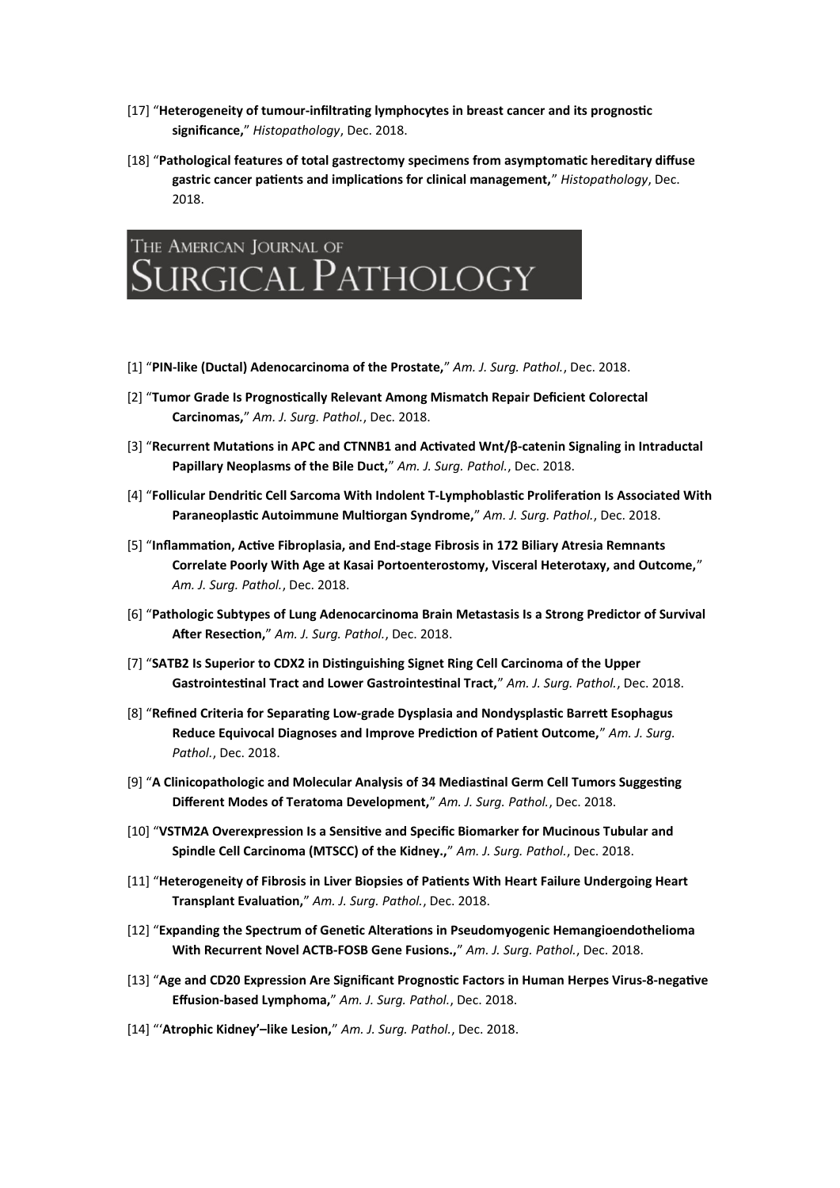[17] "**Heterogeneity of tumour-infiltrating lymphocytes in breast cancer and its prognostic significance,**" *Histopathology*, Dec. 2018.

[18] "**Pathological features of total gastrectomy specimens from asymptomatic hereditary diffuse gastric cancer patients and implications for clinical management,**" *Histopathology*, Dec. 2018.

# The American Journal of Surgical Pathology

[1] "**PIN-like (Ductal) Adenocarcinoma of the Prostate,**" *Am. J. Surg. Pathol.*, Dec. 2018.

[2] "**Tumor Grade Is Prognostically Relevant Among Mismatch Repair Deficient Colorectal Carcinomas,**" *Am. J. Surg. Pathol.*, Dec. 2018.

[3] "**Recurrent Mutations in APC and CTNNB1 and Activated Wnt/β-catenin Signaling in Intraductal Papillary Neoplasms of the Bile Duct,**" *Am. J. Surg. Pathol.*, Dec. 2018.

[4] "**Follicular Dendritic Cell Sarcoma With Indolent T-Lymphoblastic Proliferation Is Associated With Paraneoplastic Autoimmune Multiorgan Syndrome,**" *Am. J. Surg. Pathol.*, Dec. 2018.

[5] "**Inflammation, Active Fibroplasia, and End-stage Fibrosis in 172 Biliary Atresia Remnants Correlate Poorly With Age at Kasai Portoenterostomy, Visceral Heterotaxy, and Outcome,**" *Am. J. Surg. Pathol.*, Dec. 2018.

[6] "**Pathologic Subtypes of Lung Adenocarcinoma Brain Metastasis Is a Strong Predictor of Survival After Resection,**" *Am. J. Surg. Pathol.*, Dec. 2018.

[7] "**SATB2 Is Superior to CDX2 in Distinguishing Signet Ring Cell Carcinoma of the Upper Gastrointestinal Tract and Lower Gastrointestinal Tract,**" *Am. J. Surg. Pathol.*, Dec. 2018.

[8] "**Refined Criteria for Separating Low-grade Dysplasia and Nondysplastic Barrett Esophagus Reduce Equivocal Diagnoses and Improve Prediction of Patient Outcome,**" *Am. J. Surg. Pathol.*, Dec. 2018.

[9] "**A Clinicopathologic and Molecular Analysis of 34 Mediastinal Germ Cell Tumors Suggesting Different Modes of Teratoma Development,**" *Am. J. Surg. Pathol.*, Dec. 2018.

[10] "**VSTM2A Overexpression Is a Sensitive and Specific Biomarker for Mucinous Tubular and Spindle Cell Carcinoma (MTSCC) of the Kidney.,**" *Am. J. Surg. Pathol.*, Dec. 2018.

[11] "**Heterogeneity of Fibrosis in Liver Biopsies of Patients With Heart Failure Undergoing Heart Transplant Evaluation,**" *Am. J. Surg. Pathol.*, Dec. 2018.

[12] "**Expanding the Spectrum of Genetic Alterations in Pseudomyogenic Hemangioendothelioma With Recurrent Novel ACTB-FOSB Gene Fusions.,**" *Am. J. Surg. Pathol.*, Dec. 2018.

[13] "**Age and CD20 Expression Are Significant Prognostic Factors in Human Herpes Virus-8-negative Effusion-based Lymphoma,**" *Am. J. Surg. Pathol.*, Dec. 2018.

[14] "**'Atrophic Kidney'–like Lesion,**" *Am. J. Surg. Pathol.*, Dec. 2018.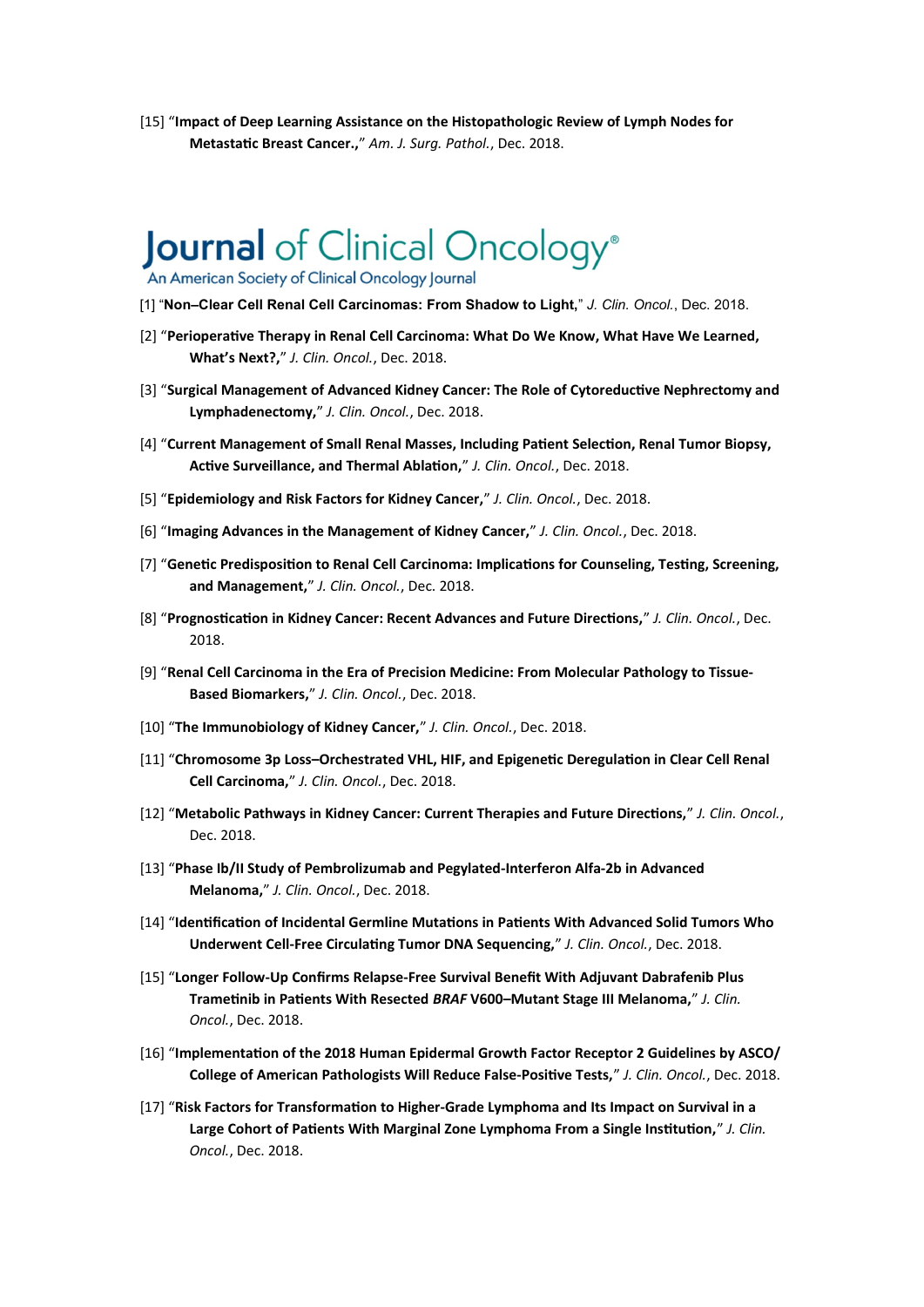[15] "**Impact of Deep Learning Assistance on the Histopathologic Review of Lymph Nodes for Metastatic Breast Cancer.,**" *Am. J. Surg. Pathol.*, Dec. 2018.

# Journal of Clinical Oncology®

An American Society of Clinical Oncology Journal

[1] "**Non–Clear Cell Renal Cell Carcinomas: From Shadow to Light**," *J. Clin. Oncol.*, Dec. 2018.

[2] "**Perioperative Therapy in Renal Cell Carcinoma: What Do We Know, What Have We Learned, What's Next?,**" *J. Clin. Oncol.*, Dec. 2018.

[3] "**Surgical Management of Advanced Kidney Cancer: The Role of Cytoreductive Nephrectomy and Lymphadenectomy,**" *J. Clin. Oncol.*, Dec. 2018.

[4] "**Current Management of Small Renal Masses, Including Patient Selection, Renal Tumor Biopsy, Active Surveillance, and Thermal Ablation,**" *J. Clin. Oncol.*, Dec. 2018.

[5] "**Epidemiology and Risk Factors for Kidney Cancer,**" *J. Clin. Oncol.*, Dec. 2018.

[6] "**Imaging Advances in the Management of Kidney Cancer,**" *J. Clin. Oncol.*, Dec. 2018.

[7] "**Genetic Predisposition to Renal Cell Carcinoma: Implications for Counseling, Testing, Screening, and Management,**" *J. Clin. Oncol.*, Dec. 2018.

[8] "**Prognostication in Kidney Cancer: Recent Advances and Future Directions,**" *J. Clin. Oncol.*, Dec. 2018.

[9] "**Renal Cell Carcinoma in the Era of Precision Medicine: From Molecular Pathology to Tissue-Based Biomarkers,**" *J. Clin. Oncol.*, Dec. 2018.

[10] "**The Immunobiology of Kidney Cancer,**" *J. Clin. Oncol.*, Dec. 2018.

[11] "**Chromosome 3p Loss–Orchestrated VHL, HIF, and Epigenetic Deregulation in Clear Cell Renal Cell Carcinoma,**" *J. Clin. Oncol.*, Dec. 2018.

[12] "**Metabolic Pathways in Kidney Cancer: Current Therapies and Future Directions,**" *J. Clin. Oncol.*, Dec. 2018.

[13] "**Phase Ib/II Study of Pembrolizumab and Pegylated-Interferon Alfa-2b in Advanced Melanoma,**" *J. Clin. Oncol.*, Dec. 2018.

[14] "**Identification of Incidental Germline Mutations in Patients With Advanced Solid Tumors Who Underwent Cell-Free Circulating Tumor DNA Sequencing,**" *J. Clin. Oncol.*, Dec. 2018.

[15] "**Longer Follow-Up Confirms Relapse-Free Survival Benefit With Adjuvant Dabrafenib Plus Trametinib in Patients With Resected *BRAF* V600–Mutant Stage III Melanoma,**" *J. Clin. Oncol.*, Dec. 2018.

[16] "**Implementation of the 2018 Human Epidermal Growth Factor Receptor 2 Guidelines by ASCO/ College of American Pathologists Will Reduce False-Positive Tests,**" *J. Clin. Oncol.*, Dec. 2018.

[17] "**Risk Factors for Transformation to Higher-Grade Lymphoma and Its Impact on Survival in a Large Cohort of Patients With Marginal Zone Lymphoma From a Single Institution,**" *J. Clin. Oncol.*, Dec. 2018.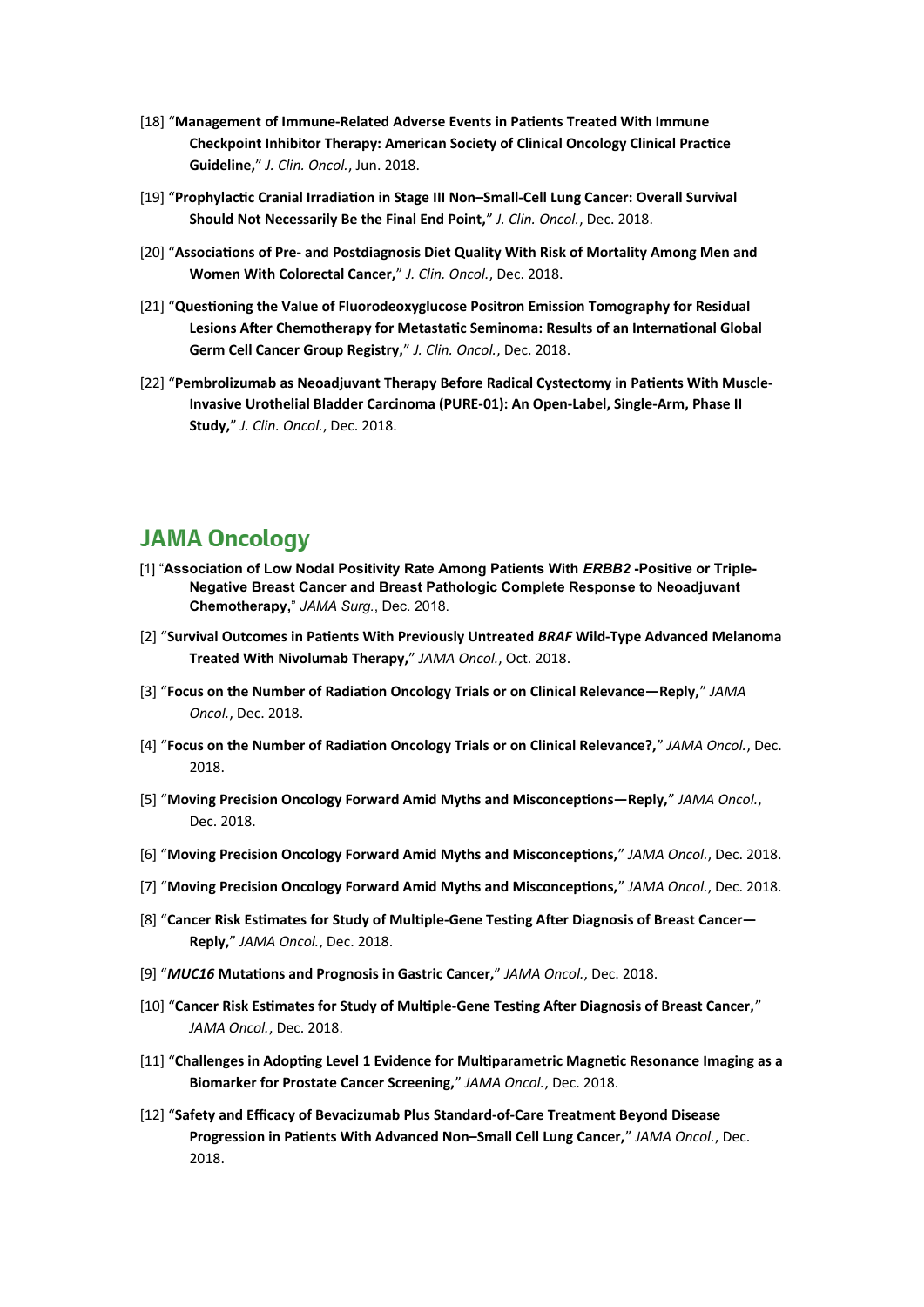[18] “**Management of Immune-Related Adverse Events in Patients Treated With Immune Checkpoint Inhibitor Therapy: American Society of Clinical Oncology Clinical Practice Guideline,**” *J. Clin. Oncol.*, Jun. 2018.

[19] “**Prophylactic Cranial Irradiation in Stage III Non–Small-Cell Lung Cancer: Overall Survival Should Not Necessarily Be the Final End Point,**” *J. Clin. Oncol.*, Dec. 2018.

[20] “**Associations of Pre- and Postdiagnosis Diet Quality With Risk of Mortality Among Men and Women With Colorectal Cancer,**” *J. Clin. Oncol.*, Dec. 2018.

[21] “**Questioning the Value of Fluorodeoxyglucose Positron Emission Tomography for Residual Lesions After Chemotherapy for Metastatic Seminoma: Results of an International Global Germ Cell Cancer Group Registry,**” *J. Clin. Oncol.*, Dec. 2018.

[22] “**Pembrolizumab as Neoadjuvant Therapy Before Radical Cystectomy in Patients With Muscle-Invasive Urothelial Bladder Carcinoma (PURE-01): An Open-Label, Single-Arm, Phase II Study,**” *J. Clin. Oncol.*, Dec. 2018.

## JAMA Oncology

[1] “**Association of Low Nodal Positivity Rate Among Patients With *ERBB2* -Positive or Triple-Negative Breast Cancer and Breast Pathologic Complete Response to Neoadjuvant Chemotherapy**,” *JAMA Surg.*, Dec. 2018.

[2] “**Survival Outcomes in Patients With Previously Untreated *BRAF* Wild-Type Advanced Melanoma Treated With Nivolumab Therapy,**” *JAMA Oncol.*, Oct. 2018.

[3] “**Focus on the Number of Radiation Oncology Trials or on Clinical Relevance—Reply,**” *JAMA Oncol.*, Dec. 2018.

[4] “**Focus on the Number of Radiation Oncology Trials or on Clinical Relevance?,**” *JAMA Oncol.*, Dec. 2018.

[5] “**Moving Precision Oncology Forward Amid Myths and Misconceptions—Reply,**” *JAMA Oncol.*, Dec. 2018.

[6] “**Moving Precision Oncology Forward Amid Myths and Misconceptions,**” *JAMA Oncol.*, Dec. 2018.

[7] “**Moving Precision Oncology Forward Amid Myths and Misconceptions,**” *JAMA Oncol.*, Dec. 2018.

[8] “**Cancer Risk Estimates for Study of Multiple-Gene Testing After Diagnosis of Breast Cancer—Reply,**” *JAMA Oncol.*, Dec. 2018.

[9] “***MUC16* Mutations and Prognosis in Gastric Cancer,**” *JAMA Oncol.*, Dec. 2018.

[10] “**Cancer Risk Estimates for Study of Multiple-Gene Testing After Diagnosis of Breast Cancer,**” *JAMA Oncol.*, Dec. 2018.

[11] “**Challenges in Adopting Level 1 Evidence for Multiparametric Magnetic Resonance Imaging as a Biomarker for Prostate Cancer Screening,**” *JAMA Oncol.*, Dec. 2018.

[12] “**Safety and Efficacy of Bevacizumab Plus Standard-of-Care Treatment Beyond Disease Progression in Patients With Advanced Non–Small Cell Lung Cancer,**” *JAMA Oncol.*, Dec. 2018.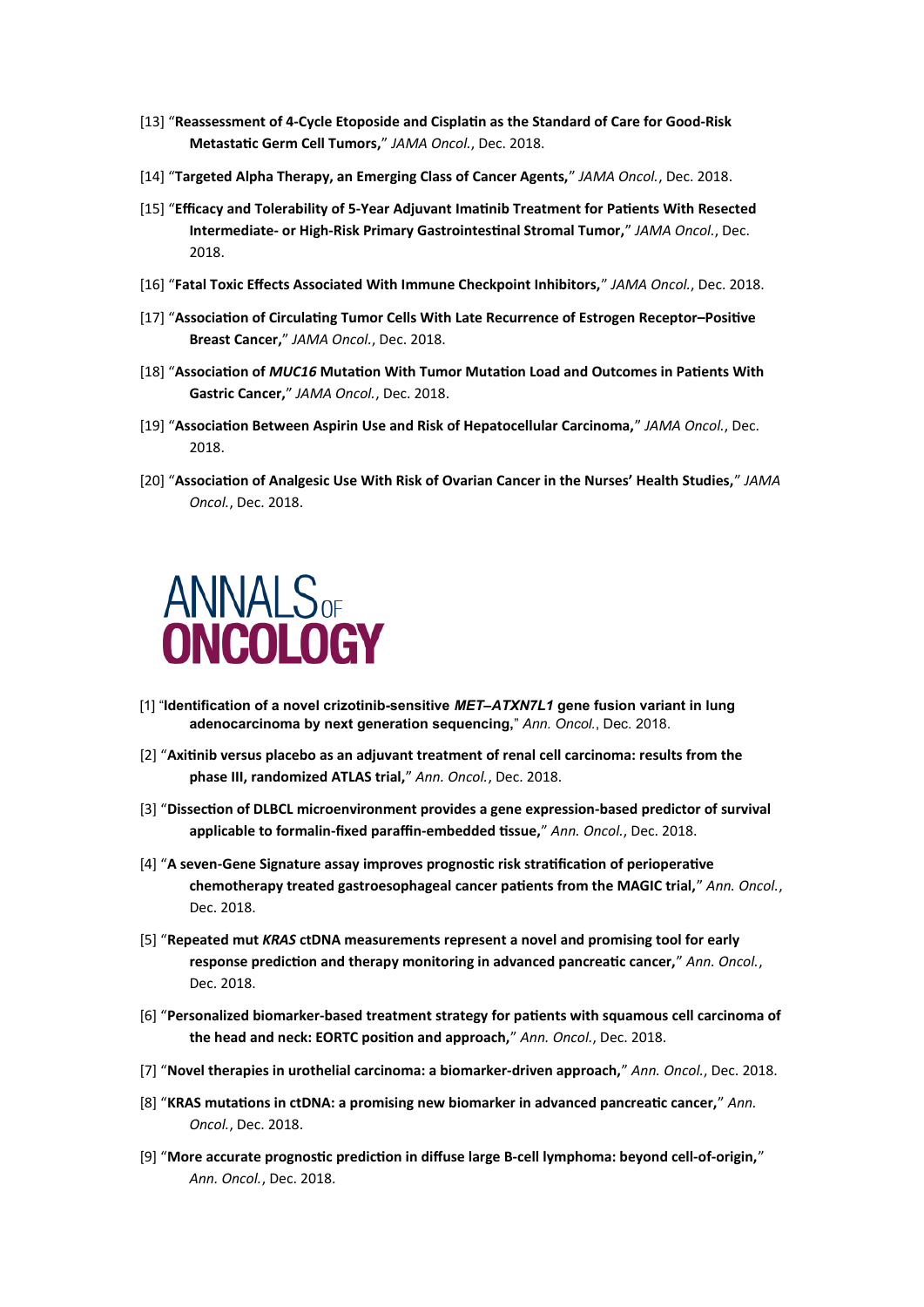[13] "**Reassessment of 4-Cycle Etoposide and Cisplatin as the Standard of Care for Good-Risk Metastatic Germ Cell Tumors,**" *JAMA Oncol.*, Dec. 2018.

[14] "**Targeted Alpha Therapy, an Emerging Class of Cancer Agents,**" *JAMA Oncol.*, Dec. 2018.

[15] "**Efficacy and Tolerability of 5-Year Adjuvant Imatinib Treatment for Patients With Resected Intermediate- or High-Risk Primary Gastrointestinal Stromal Tumor,**" *JAMA Oncol.*, Dec. 2018.

[16] "**Fatal Toxic Effects Associated With Immune Checkpoint Inhibitors,**" *JAMA Oncol.*, Dec. 2018.

[17] "**Association of Circulating Tumor Cells With Late Recurrence of Estrogen Receptor–Positive Breast Cancer,**" *JAMA Oncol.*, Dec. 2018.

[18] "**Association of *MUC16* Mutation With Tumor Mutation Load and Outcomes in Patients With Gastric Cancer,**" *JAMA Oncol.*, Dec. 2018.

[19] "**Association Between Aspirin Use and Risk of Hepatocellular Carcinoma,**" *JAMA Oncol.*, Dec. 2018.

[20] "**Association of Analgesic Use With Risk of Ovarian Cancer in the Nurses' Health Studies,**" *JAMA Oncol.*, Dec. 2018.

# ANNALS OF ONCOLOGY

[1] "**Identification of a novel crizotinib-sensitive *MET–ATXN7L1* gene fusion variant in lung adenocarcinoma by next generation sequencing,**" *Ann. Oncol.*, Dec. 2018.

[2] "**Axitinib versus placebo as an adjuvant treatment of renal cell carcinoma: results from the phase III, randomized ATLAS trial,**" *Ann. Oncol.*, Dec. 2018.

[3] "**Dissection of DLBCL microenvironment provides a gene expression-based predictor of survival applicable to formalin-fixed paraffin-embedded tissue,**" *Ann. Oncol.*, Dec. 2018.

[4] "**A seven-Gene Signature assay improves prognostic risk stratification of perioperative chemotherapy treated gastroesophageal cancer patients from the MAGIC trial,**" *Ann. Oncol.*, Dec. 2018.

[5] "**Repeated mut *KRAS* ctDNA measurements represent a novel and promising tool for early response prediction and therapy monitoring in advanced pancreatic cancer,**" *Ann. Oncol.*, Dec. 2018.

[6] "**Personalized biomarker-based treatment strategy for patients with squamous cell carcinoma of the head and neck: EORTC position and approach,**" *Ann. Oncol.*, Dec. 2018.

[7] "**Novel therapies in urothelial carcinoma: a biomarker-driven approach,**" *Ann. Oncol.*, Dec. 2018.

[8] "**KRAS mutations in ctDNA: a promising new biomarker in advanced pancreatic cancer,**" *Ann. Oncol.*, Dec. 2018.

[9] "**More accurate prognostic prediction in diffuse large B-cell lymphoma: beyond cell-of-origin,**" *Ann. Oncol.*, Dec. 2018.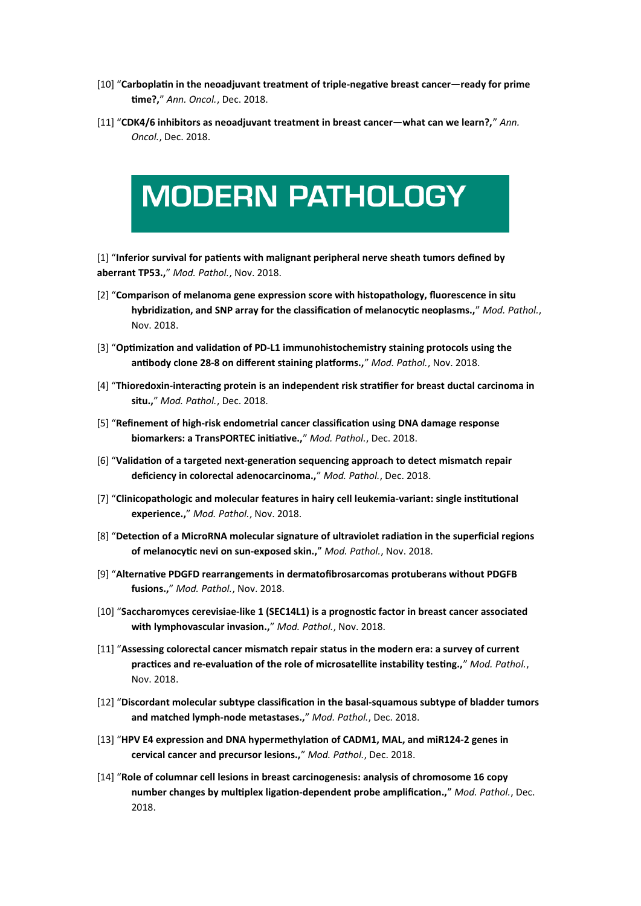[10] “**Carboplatin in the neoadjuvant treatment of triple-negative breast cancer—ready for prime time?,**” *Ann. Oncol.*, Dec. 2018.

[11] “**CDK4/6 inhibitors as neoadjuvant treatment in breast cancer—what can we learn?,**” *Ann. Oncol.*, Dec. 2018.

# MODERN PATHOLOGY

[1] “**Inferior survival for patients with malignant peripheral nerve sheath tumors defined by aberrant TP53.,**” *Mod. Pathol.*, Nov. 2018.

[2] “**Comparison of melanoma gene expression score with histopathology, fluorescence in situ hybridization, and SNP array for the classification of melanocytic neoplasms.,**” *Mod. Pathol.*, Nov. 2018.

[3] “**Optimization and validation of PD-L1 immunohistochemistry staining protocols using the antibody clone 28-8 on different staining platforms.,**” *Mod. Pathol.*, Nov. 2018.

[4] “**Thioredoxin-interacting protein is an independent risk stratifier for breast ductal carcinoma in situ.,**” *Mod. Pathol.*, Dec. 2018.

[5] “**Refinement of high-risk endometrial cancer classification using DNA damage response biomarkers: a TransPORTEC initiative.,**” *Mod. Pathol.*, Dec. 2018.

[6] “**Validation of a targeted next-generation sequencing approach to detect mismatch repair deficiency in colorectal adenocarcinoma.,**” *Mod. Pathol.*, Dec. 2018.

[7] “**Clinicopathologic and molecular features in hairy cell leukemia-variant: single institutional experience.,**” *Mod. Pathol.*, Nov. 2018.

[8] “**Detection of a MicroRNA molecular signature of ultraviolet radiation in the superficial regions of melanocytic nevi on sun-exposed skin.,**” *Mod. Pathol.*, Nov. 2018.

[9] “**Alternative PDGFD rearrangements in dermatofibrosarcomas protuberans without PDGFB fusions.,**” *Mod. Pathol.*, Nov. 2018.

[10] “**Saccharomyces cerevisiae-like 1 (SEC14L1) is a prognostic factor in breast cancer associated with lymphovascular invasion.,**” *Mod. Pathol.*, Nov. 2018.

[11] “**Assessing colorectal cancer mismatch repair status in the modern era: a survey of current practices and re-evaluation of the role of microsatellite instability testing.,**” *Mod. Pathol.*, Nov. 2018.

[12] “**Discordant molecular subtype classification in the basal-squamous subtype of bladder tumors and matched lymph-node metastases.,**” *Mod. Pathol.*, Dec. 2018.

[13] “**HPV E4 expression and DNA hypermethylation of CADM1, MAL, and miR124-2 genes in cervical cancer and precursor lesions.,**” *Mod. Pathol.*, Dec. 2018.

[14] “**Role of columnar cell lesions in breast carcinogenesis: analysis of chromosome 16 copy number changes by multiplex ligation-dependent probe amplification.,**” *Mod. Pathol.*, Dec. 2018.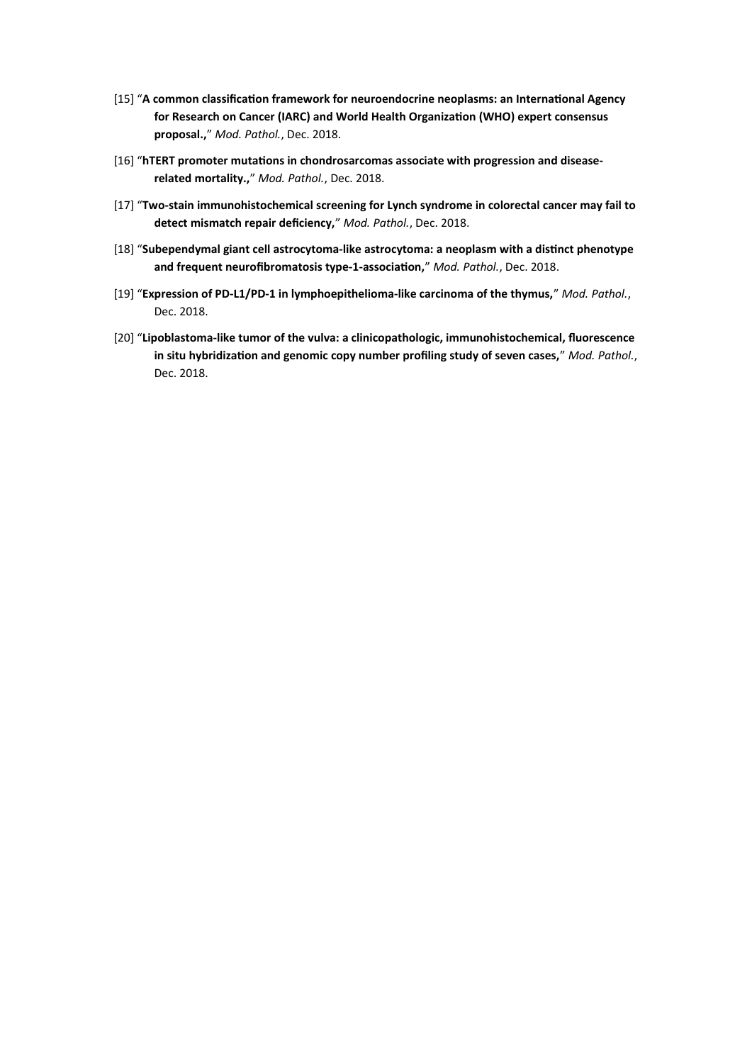[15] "**A common classification framework for neuroendocrine neoplasms: an International Agency for Research on Cancer (IARC) and World Health Organization (WHO) expert consensus proposal.,**" *Mod. Pathol.*, Dec. 2018.

[16] "**hTERT promoter mutations in chondrosarcomas associate with progression and disease-related mortality.,**" *Mod. Pathol.*, Dec. 2018.

[17] "**Two-stain immunohistochemical screening for Lynch syndrome in colorectal cancer may fail to detect mismatch repair deficiency,**" *Mod. Pathol.*, Dec. 2018.

[18] "**Subependymal giant cell astrocytoma-like astrocytoma: a neoplasm with a distinct phenotype and frequent neurofibromatosis type-1-association,**" *Mod. Pathol.*, Dec. 2018.

[19] "**Expression of PD-L1/PD-1 in lymphoepithelioma-like carcinoma of the thymus,**" *Mod. Pathol.*, Dec. 2018.

[20] "**Lipoblastoma-like tumor of the vulva: a clinicopathologic, immunohistochemical, fluorescence in situ hybridization and genomic copy number profiling study of seven cases,**" *Mod. Pathol.*, Dec. 2018.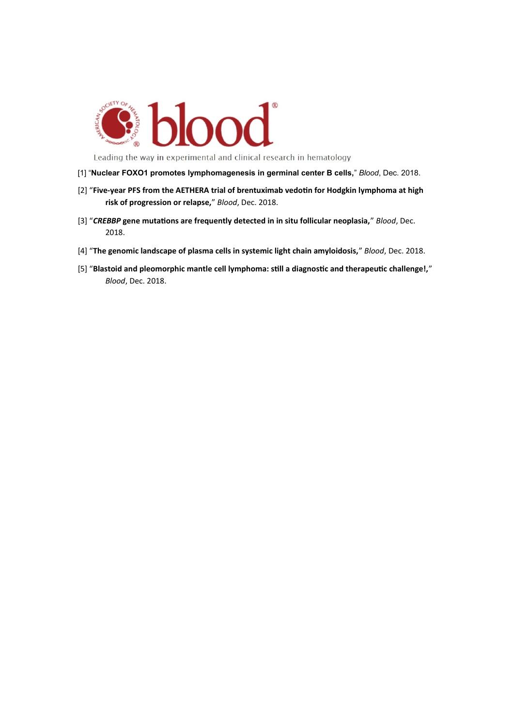Leading the way in experimental and clinical research in hematology

[1] "**Nuclear FOXO1 promotes lymphomagenesis in germinal center B cells**," *Blood*, Dec. 2018.

[2] "**Five-year PFS from the AETHERA trial of brentuximab vedotin for Hodgkin lymphoma at high risk of progression or relapse**," *Blood*, Dec. 2018.

[3] "***CREBBP*** **gene mutations are frequently detected in in situ follicular neoplasia**," *Blood*, Dec. 2018.

[4] "**The genomic landscape of plasma cells in systemic light chain amyloidosis**," *Blood*, Dec. 2018.

[5] "**Blastoid and pleomorphic mantle cell lymphoma: still a diagnostic and therapeutic challenge!**," *Blood*, Dec. 2018.